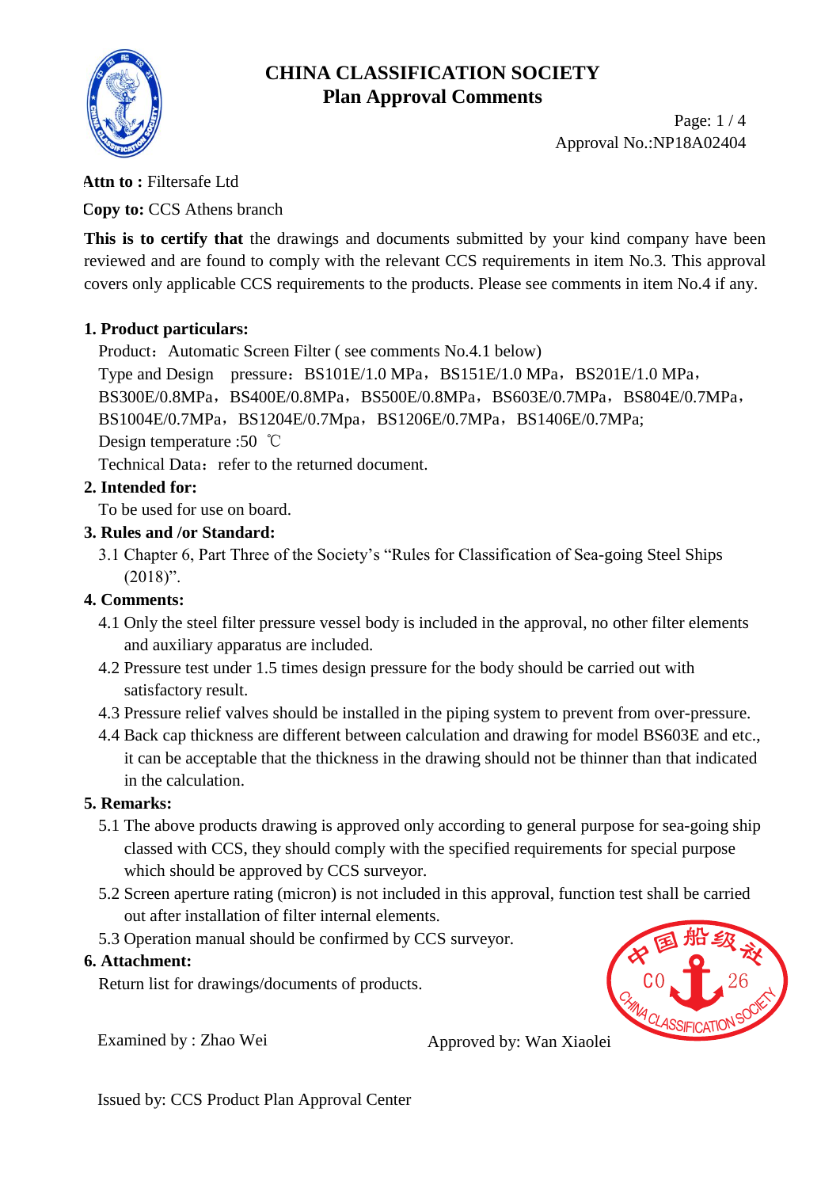# CHINA CLASSIFICATION SOCIETY
## Plan Approval Comments

Approval No.:NP18A02404

**Attn to :** Filtersafe Ltd

**Copy to:** CCS Athens branch

**This is to certify that** the drawings and documents submitted by your kind company have been reviewed and are found to comply with the relevant CCS requirements in item No.3. This approval covers only applicable CCS requirements to the products. Please see comments in item No.4 if any.

**1. Product particulars:**

Product：Automatic Screen Filter ( see comments No.4.1 below)

Type and Design pressure：BS101E/1.0 MPa，BS151E/1.0 MPa，BS201E/1.0 MPa，BS300E/0.8MPa，BS400E/0.8MPa，BS500E/0.8MPa，BS603E/0.7MPa，BS804E/0.7MPa，BS1004E/0.7MPa，BS1204E/0.7Mpa，BS1206E/0.7MPa，BS1406E/0.7MPa;

Design temperature :50 ℃

Technical Data：refer to the returned document.

**2. Intended for:**

To be used for use on board.

**3. Rules and /or Standard:**

3.1 Chapter 6, Part Three of the Society's "Rules for Classification of Sea-going Steel Ships (2018)".

**4. Comments:**

4.1 Only the steel filter pressure vessel body is included in the approval, no other filter elements and auxiliary apparatus are included.

4.2 Pressure test under 1.5 times design pressure for the body should be carried out with satisfactory result.

4.3 Pressure relief valves should be installed in the piping system to prevent from over-pressure.

4.4 Back cap thickness are different between calculation and drawing for model BS603E and etc., it can be acceptable that the thickness in the drawing should not be thinner than that indicated in the calculation.

**5. Remarks:**

5.1 The above products drawing is approved only according to general purpose for sea-going ship classed with CCS, they should comply with the specified requirements for special purpose which should be approved by CCS surveyor.

5.2 Screen aperture rating (micron) is not included in this approval, function test shall be carried out after installation of filter internal elements.

5.3 Operation manual should be confirmed by CCS surveyor.

**6. Attachment:**

Return list for drawings/documents of products.

Examined by : Zhao Wei

Approved by: Wan Xiaolei

Issued by: CCS Product Plan Approval Center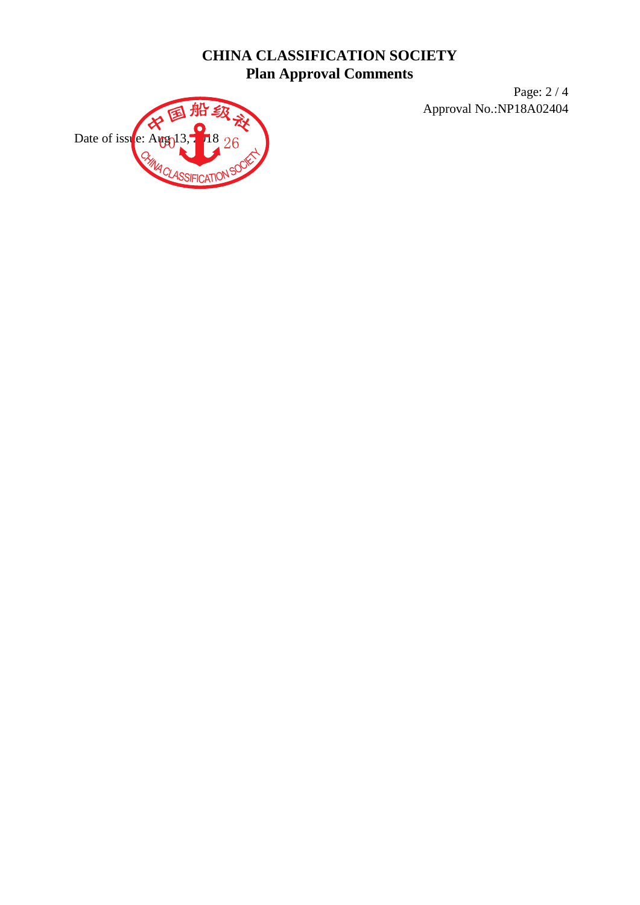# CHINA CLASSIFICATION SOCIETY
## Plan Approval Comments

Approval No.:NP18A02404

Date of issue: Aug 13, 2018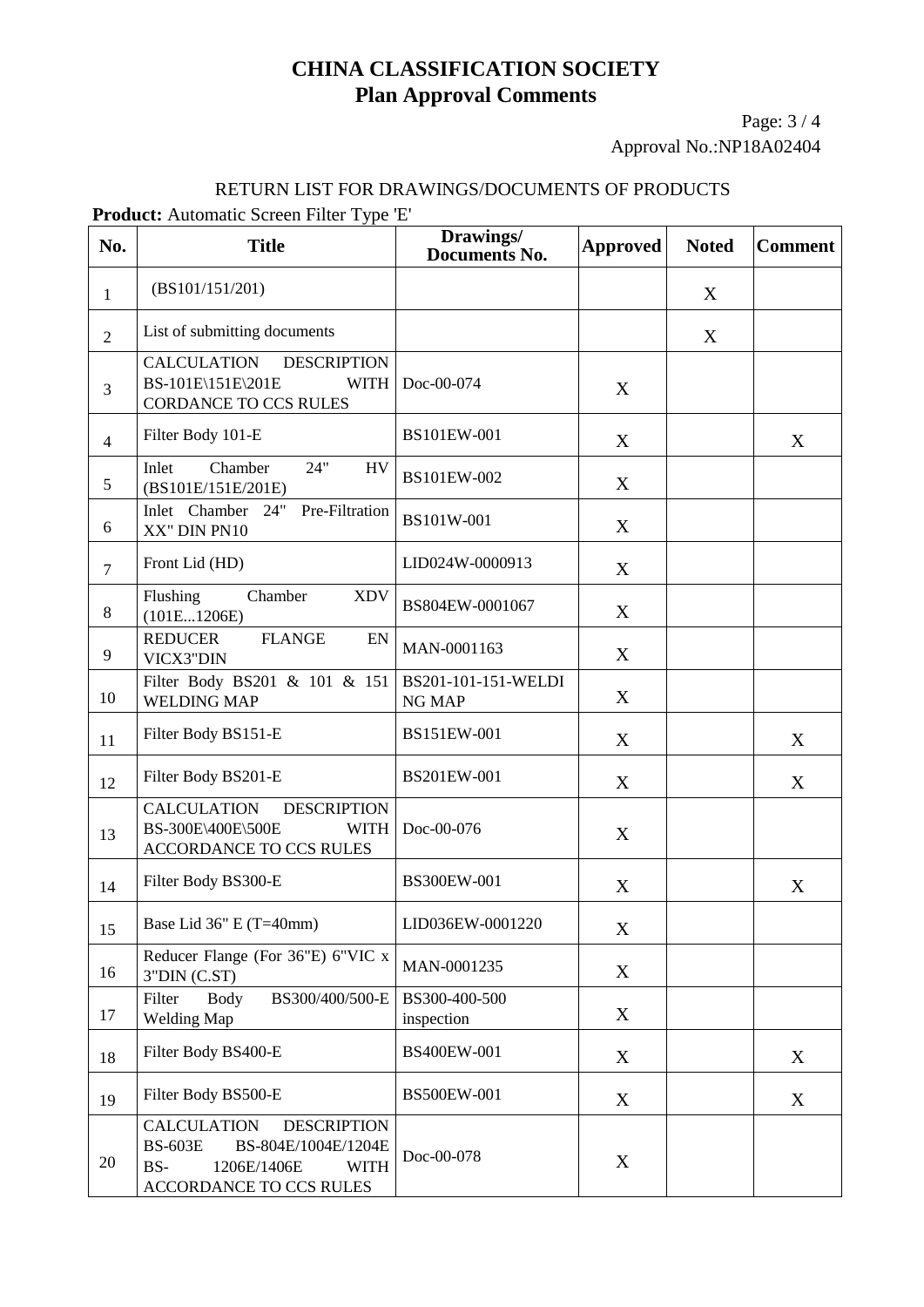# CHINA CLASSIFICATION SOCIETY
## Plan Approval Comments

Approval No.:NP18A02404

RETURN LIST FOR DRAWINGS/DOCUMENTS OF PRODUCTS

**Product:** Automatic Screen Filter Type 'E'

| No. | Title | Drawings/ Documents No. | Approved | Noted | Comment |
|---|---|---|---|---|---|
| 1 | (BS101/151/201) | | | X | |
| 2 | List of submitting documents | | | X | |
| 3 | CALCULATION DESCRIPTION BS-101E\151E\201E WITH CORDANCE TO CCS RULES | Doc-00-074 | X | | |
| 4 | Filter Body 101-E | BS101EW-001 | X | | X |
| 5 | Inlet Chamber 24" HV (BS101E/151E/201E) | BS101EW-002 | X | | |
| 6 | Inlet Chamber 24" Pre-Filtration XX" DIN PN10 | BS101W-001 | X | | |
| 7 | Front Lid (HD) | LID024W-0000913 | X | | |
| 8 | Flushing Chamber XDV (101E...1206E) | BS804EW-0001067 | X | | |
| 9 | REDUCER FLANGE EN VICX3"DIN | MAN-0001163 | X | | |
| 10 | Filter Body BS201 & 101 & 151 WELDING MAP | BS201-101-151-WELDING MAP | X | | |
| 11 | Filter Body BS151-E | BS151EW-001 | X | | X |
| 12 | Filter Body BS201-E | BS201EW-001 | X | | X |
| 13 | CALCULATION DESCRIPTION BS-300E\400E\500E WITH ACCORDANCE TO CCS RULES | Doc-00-076 | X | | |
| 14 | Filter Body BS300-E | BS300EW-001 | X | | X |
| 15 | Base Lid 36" E (T=40mm) | LID036EW-0001220 | X | | |
| 16 | Reducer Flange (For 36"E) 6"VIC x 3"DIN (C.ST) | MAN-0001235 | X | | |
| 17 | Filter Body BS300/400/500-E Welding Map | BS300-400-500 inspection | X | | |
| 18 | Filter Body BS400-E | BS400EW-001 | X | | X |
| 19 | Filter Body BS500-E | BS500EW-001 | X | | X |
| 20 | CALCULATION DESCRIPTION BS-603E BS-804E/1004E/1204E BS- 1206E/1406E WITH ACCORDANCE TO CCS RULES | Doc-00-078 | X | | |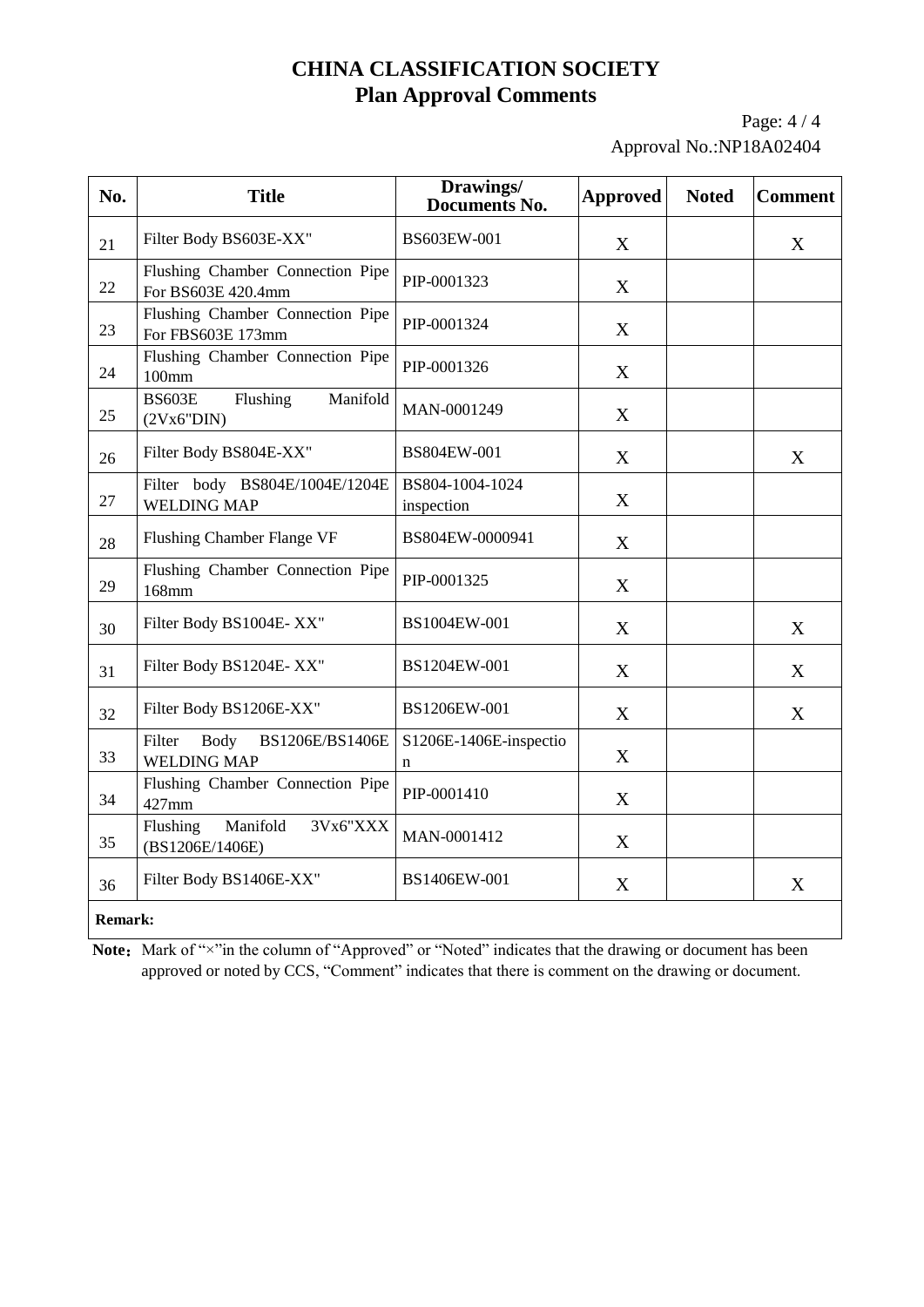# CHINA CLASSIFICATION SOCIETY
## Plan Approval Comments

Page: 4 / 4

Approval No.:NP18A02404

| No. | Title | Drawings/ Documents No. | Approved | Noted | Comment |
|---|---|---|---|---|---|
| 21 | Filter Body BS603E-XX" | BS603EW-001 | X | | X |
| 22 | Flushing Chamber Connection Pipe For BS603E 420.4mm | PIP-0001323 | X | | |
| 23 | Flushing Chamber Connection Pipe For FBS603E 173mm | PIP-0001324 | X | | |
| 24 | Flushing Chamber Connection Pipe 100mm | PIP-0001326 | X | | |
| 25 | BS603E Flushing Manifold (2Vx6"DIN) | MAN-0001249 | X | | |
| 26 | Filter Body BS804E-XX" | BS804EW-001 | X | | X |
| 27 | Filter body BS804E/1004E/1204E WELDING MAP | BS804-1004-1024 inspection | X | | |
| 28 | Flushing Chamber Flange VF | BS804EW-0000941 | X | | |
| 29 | Flushing Chamber Connection Pipe 168mm | PIP-0001325 | X | | |
| 30 | Filter Body BS1004E- XX" | BS1004EW-001 | X | | X |
| 31 | Filter Body BS1204E- XX" | BS1204EW-001 | X | | X |
| 32 | Filter Body BS1206E-XX" | BS1206EW-001 | X | | X |
| 33 | Filter Body BS1206E/BS1406E WELDING MAP | S1206E-1406E-inspection | X | | |
| 34 | Flushing Chamber Connection Pipe 427mm | PIP-0001410 | X | | |
| 35 | Flushing Manifold 3Vx6"XXX (BS1206E/1406E) | MAN-0001412 | X | | |
| 36 | Filter Body BS1406E-XX" | BS1406EW-001 | X | | X |

**Remark:**

**Note：** Mark of "×"in the column of "Approved" or "Noted" indicates that the drawing or document has been approved or noted by CCS, "Comment" indicates that there is comment on the drawing or document.